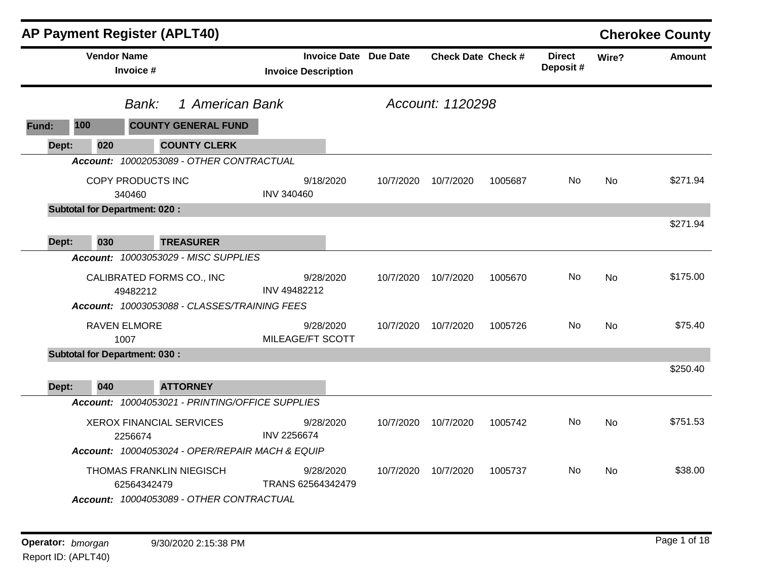# AP Payment Register (APLT40)

## Cherokee County

**Bank:** *1 American Bank* — **Account:** *1120298*

**Fund:** 100 — COUNTY GENERAL FUND

### Dept: 020 — COUNTY CLERK

| Vendor Name / Invoice # | Invoice Date / Invoice Description | Due Date | Check Date | Check # | Direct Deposit # | Wire? | Amount |
|---|---|---|---|---|---|---|---|
| ***Account:*** *10002053089 - OTHER CONTRACTUAL* | | | | | | | |
| COPY PRODUCTS INC<br>340460 | 9/18/2020<br>INV 340460 | 10/7/2020 | 10/7/2020 | 1005687 | No | No | $271.94 |
| **Subtotal for Department: 020 :** | | | | | | | $271.94 |

### Dept: 030 — TREASURER

| Vendor Name / Invoice # | Invoice Date / Invoice Description | Due Date | Check Date | Check # | Direct Deposit # | Wire? | Amount |
|---|---|---|---|---|---|---|---|
| ***Account:*** *10003053029 - MISC SUPPLIES* | | | | | | | |
| CALIBRATED FORMS CO., INC<br>49482212 | 9/28/2020<br>INV 49482212 | 10/7/2020 | 10/7/2020 | 1005670 | No | No | $175.00 |
| ***Account:*** *10003053088 - CLASSES/TRAINING FEES* | | | | | | | |
| RAVEN ELMORE<br>1007 | 9/28/2020<br>MILEAGE/FT SCOTT | 10/7/2020 | 10/7/2020 | 1005726 | No | No | $75.40 |
| **Subtotal for Department: 030 :** | | | | | | | $250.40 |

### Dept: 040 — ATTORNEY

| Vendor Name / Invoice # | Invoice Date / Invoice Description | Due Date | Check Date | Check # | Direct Deposit # | Wire? | Amount |
|---|---|---|---|---|---|---|---|
| ***Account:*** *10004053021 - PRINTING/OFFICE SUPPLIES* | | | | | | | |
| XEROX FINANCIAL SERVICES<br>2256674 | 9/28/2020<br>INV 2256674 | 10/7/2020 | 10/7/2020 | 1005742 | No | No | $751.53 |
| ***Account:*** *10004053024 - OPER/REPAIR MACH & EQUIP* | | | | | | | |
| THOMAS FRANKLIN NIEGISCH<br>62564342479 | 9/28/2020<br>TRANS 62564342479 | 10/7/2020 | 10/7/2020 | 1005737 | No | No | $38.00 |
| ***Account:*** *10004053089 - OTHER CONTRACTUAL* | | | | | | | |

**Operator:** *bmorgan* 9/30/2020 2:15:38 PM

Report ID: (APLT40)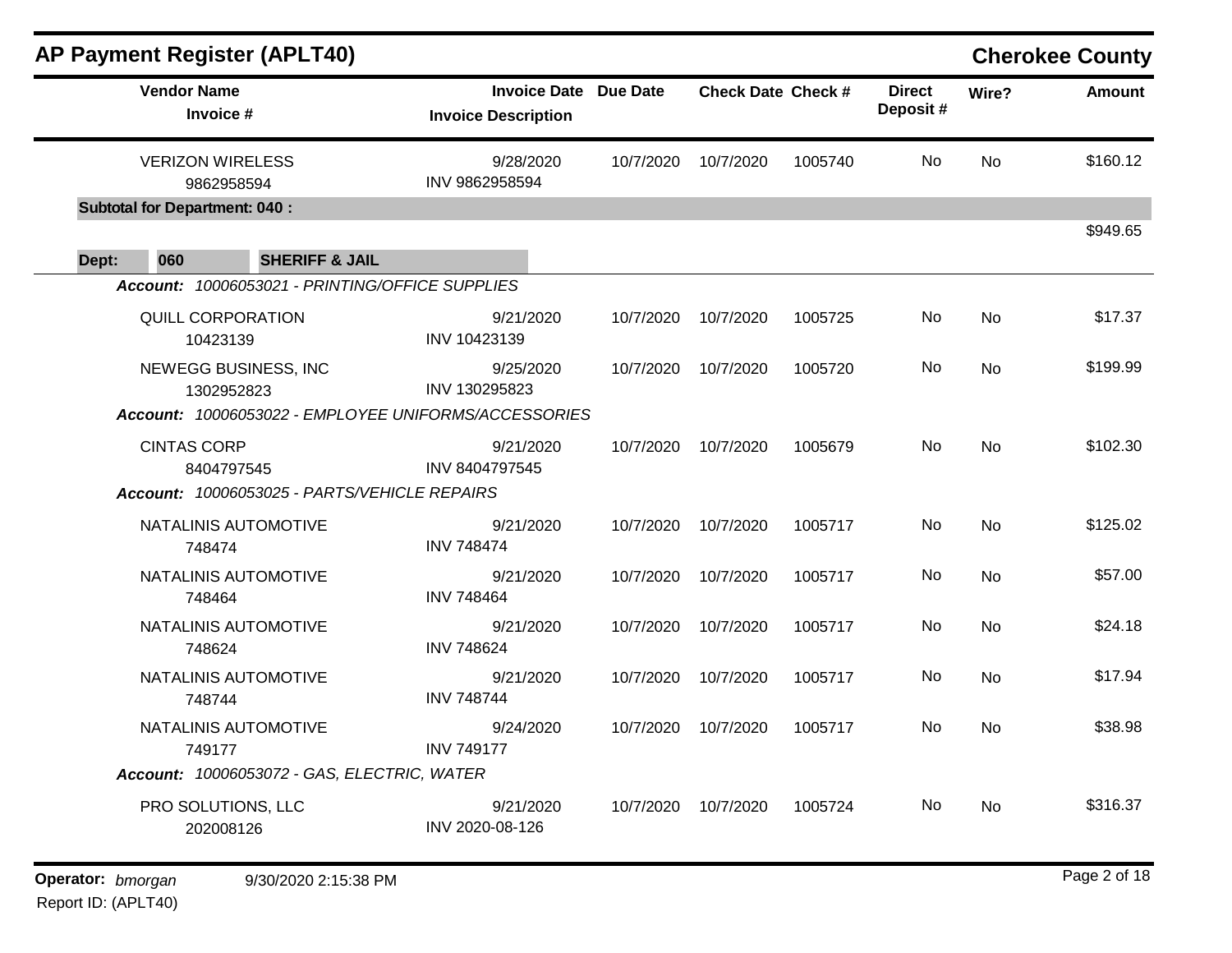## AP Payment Register (APLT40)

**Cherokee County**

| Vendor Name / Invoice # | Invoice Date / Invoice Description | Due Date | Check Date | Check # | Direct Deposit # | Wire? | Amount |
|---|---|---|---|---|---|---|---|
| VERIZON WIRELESS<br>9862958594 | 9/28/2020<br>INV 9862958594 | 10/7/2020 | 10/7/2020 | 1005740 | No | No | $160.12 |
| **Subtotal for Department: 040 :** | | | | | | | $949.65 |

**Dept: 060 SHERIFF & JAIL**

| Vendor Name / Invoice # | Invoice Date / Invoice Description | Due Date | Check Date | Check # | Direct Deposit # | Wire? | Amount |
|---|---|---|---|---|---|---|---|
| ***Account:*** *10006053021 - PRINTING/OFFICE SUPPLIES* | | | | | | | |
| QUILL CORPORATION<br>10423139 | 9/21/2020<br>INV 10423139 | 10/7/2020 | 10/7/2020 | 1005725 | No | No | $17.37 |
| NEWEGG BUSINESS, INC<br>1302952823 | 9/25/2020<br>INV 130295823 | 10/7/2020 | 10/7/2020 | 1005720 | No | No | $199.99 |
| ***Account:*** *10006053022 - EMPLOYEE UNIFORMS/ACCESSORIES* | | | | | | | |
| CINTAS CORP<br>8404797545 | 9/21/2020<br>INV 8404797545 | 10/7/2020 | 10/7/2020 | 1005679 | No | No | $102.30 |
| ***Account:*** *10006053025 - PARTS/VEHICLE REPAIRS* | | | | | | | |
| NATALINIS AUTOMOTIVE<br>748474 | 9/21/2020<br>INV 748474 | 10/7/2020 | 10/7/2020 | 1005717 | No | No | $125.02 |
| NATALINIS AUTOMOTIVE<br>748464 | 9/21/2020<br>INV 748464 | 10/7/2020 | 10/7/2020 | 1005717 | No | No | $57.00 |
| NATALINIS AUTOMOTIVE<br>748624 | 9/21/2020<br>INV 748624 | 10/7/2020 | 10/7/2020 | 1005717 | No | No | $24.18 |
| NATALINIS AUTOMOTIVE<br>748744 | 9/21/2020<br>INV 748744 | 10/7/2020 | 10/7/2020 | 1005717 | No | No | $17.94 |
| NATALINIS AUTOMOTIVE<br>749177 | 9/24/2020<br>INV 749177 | 10/7/2020 | 10/7/2020 | 1005717 | No | No | $38.98 |
| ***Account:*** *10006053072 - GAS, ELECTRIC, WATER* | | | | | | | |
| PRO SOLUTIONS, LLC<br>202008126 | 9/21/2020<br>INV 2020-08-126 | 10/7/2020 | 10/7/2020 | 1005724 | No | No | $316.37 |

**Operator:** *bmorgan* 9/30/2020 2:15:38 PM
Report ID: (APLT40)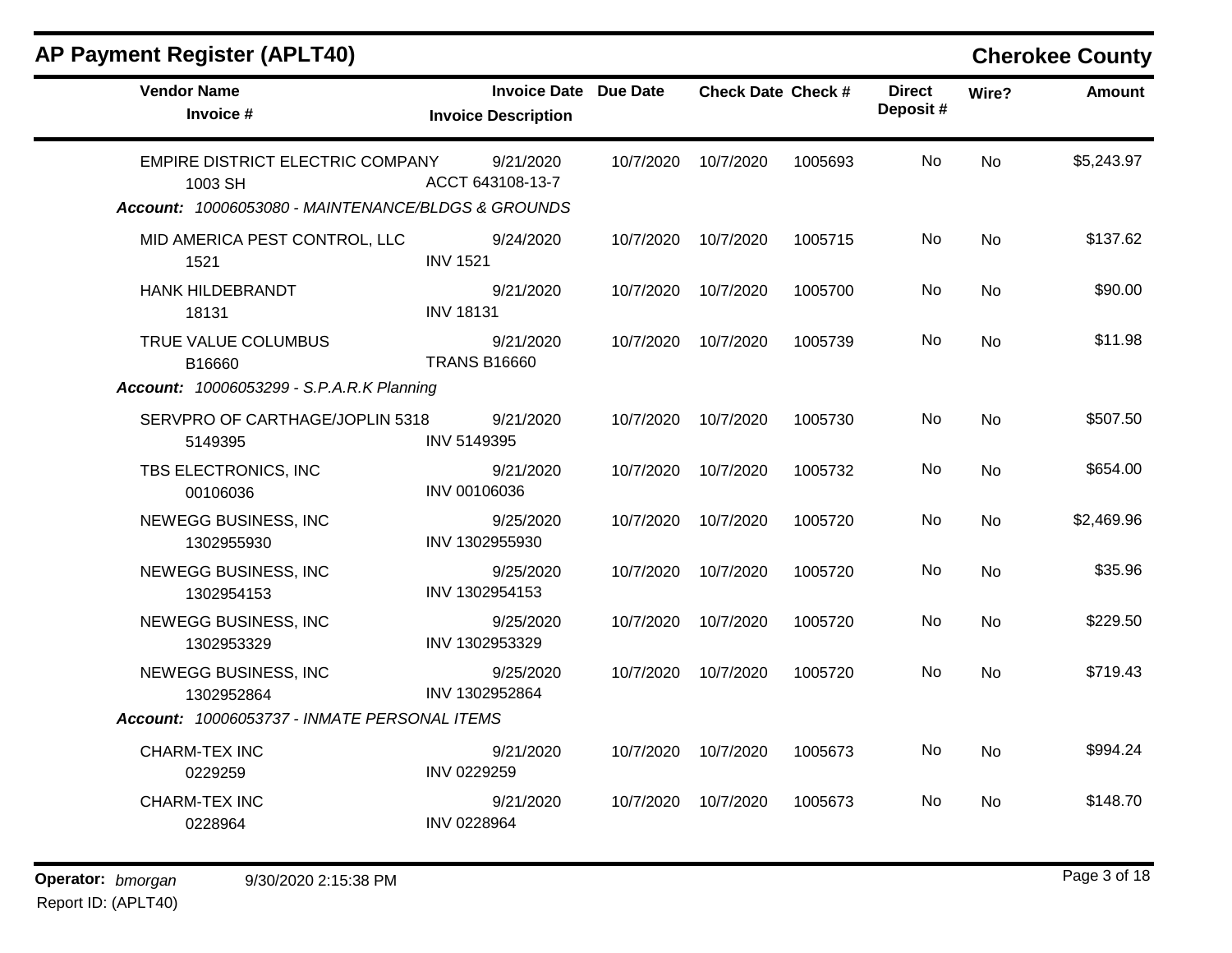# AP Payment Register (APLT40)

**Cherokee County**

| Vendor Name / Invoice # | Invoice Date / Invoice Description | Due Date | Check Date | Check # | Direct Deposit # | Wire? | Amount |
|---|---|---|---|---|---|---|---|
| EMPIRE DISTRICT ELECTRIC COMPANY<br>1003 SH | 9/21/2020<br>ACCT 643108-13-7 | 10/7/2020 | 10/7/2020 | 1005693 | No | No | $5,243.97 |
| ***Account:*** *10006053080 - MAINTENANCE/BLDGS & GROUNDS* | | | | | | | |
| MID AMERICA PEST CONTROL, LLC<br>1521 | 9/24/2020<br>INV 1521 | 10/7/2020 | 10/7/2020 | 1005715 | No | No | $137.62 |
| HANK HILDEBRANDT<br>18131 | 9/21/2020<br>INV 18131 | 10/7/2020 | 10/7/2020 | 1005700 | No | No | $90.00 |
| TRUE VALUE COLUMBUS<br>B16660 | 9/21/2020<br>TRANS B16660 | 10/7/2020 | 10/7/2020 | 1005739 | No | No | $11.98 |
| ***Account:*** *10006053299 - S.P.A.R.K Planning* | | | | | | | |
| SERVPRO OF CARTHAGE/JOPLIN 5318<br>5149395 | 9/21/2020<br>INV 5149395 | 10/7/2020 | 10/7/2020 | 1005730 | No | No | $507.50 |
| TBS ELECTRONICS, INC<br>00106036 | 9/21/2020<br>INV 00106036 | 10/7/2020 | 10/7/2020 | 1005732 | No | No | $654.00 |
| NEWEGG BUSINESS, INC<br>1302955930 | 9/25/2020<br>INV 1302955930 | 10/7/2020 | 10/7/2020 | 1005720 | No | No | $2,469.96 |
| NEWEGG BUSINESS, INC<br>1302954153 | 9/25/2020<br>INV 1302954153 | 10/7/2020 | 10/7/2020 | 1005720 | No | No | $35.96 |
| NEWEGG BUSINESS, INC<br>1302953329 | 9/25/2020<br>INV 1302953329 | 10/7/2020 | 10/7/2020 | 1005720 | No | No | $229.50 |
| NEWEGG BUSINESS, INC<br>1302952864 | 9/25/2020<br>INV 1302952864 | 10/7/2020 | 10/7/2020 | 1005720 | No | No | $719.43 |
| ***Account:*** *10006053737 - INMATE PERSONAL ITEMS* | | | | | | | |
| CHARM-TEX INC<br>0229259 | 9/21/2020<br>INV 0229259 | 10/7/2020 | 10/7/2020 | 1005673 | No | No | $994.24 |
| CHARM-TEX INC<br>0228964 | 9/21/2020<br>INV 0228964 | 10/7/2020 | 10/7/2020 | 1005673 | No | No | $148.70 |

**Operator:** *bmorgan* 9/30/2020 2:15:38 PM
Report ID: (APLT40)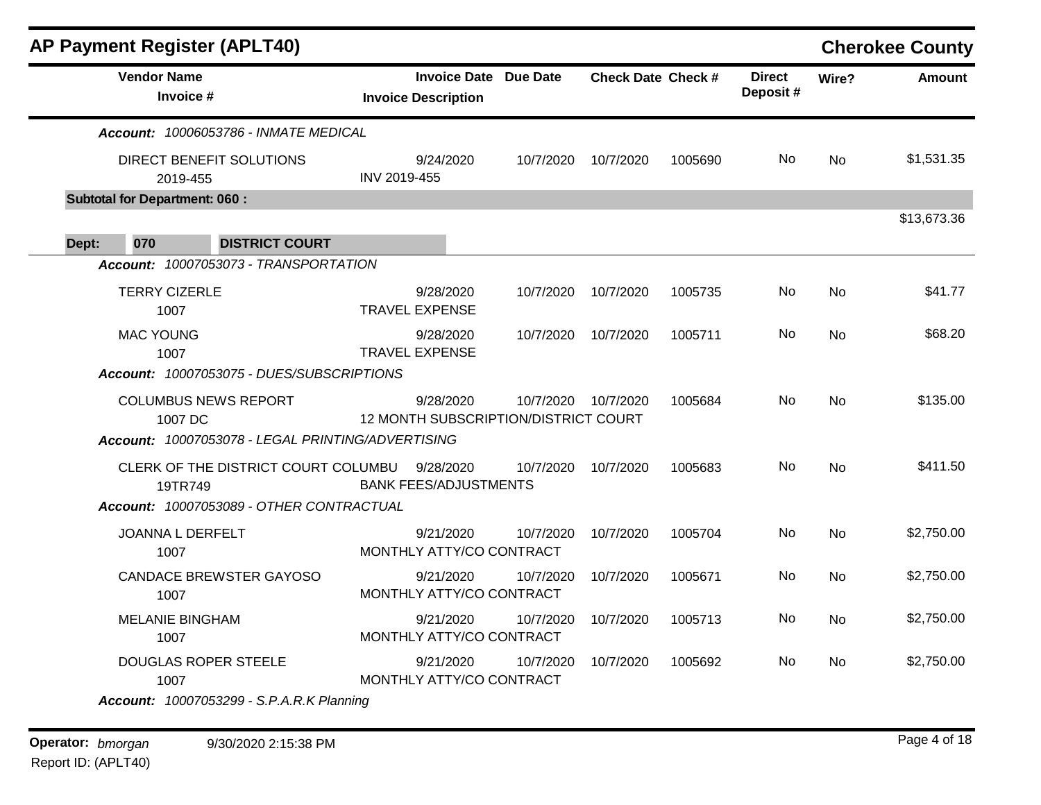## AP Payment Register (APLT40) — Cherokee County

| Vendor Name / Invoice # | Invoice Date / Invoice Description | Due Date | Check Date | Check # | Direct Deposit # | Wire? | Amount |
|---|---|---|---|---|---|---|---|
| ***Account:** 10006053786 - INMATE MEDICAL* | | | | | | | |
| DIRECT BENEFIT SOLUTIONS<br>2019-455 | 9/24/2020<br>INV 2019-455 | 10/7/2020 | 10/7/2020 | 1005690 | No | No | $1,531.35 |
| **Subtotal for Department: 060 :** | | | | | | | $13,673.36 |
| **Dept: 070 DISTRICT COURT** | | | | | | | |
| ***Account:** 10007053073 - TRANSPORTATION* | | | | | | | |
| TERRY CIZERLE<br>1007 | 9/28/2020<br>TRAVEL EXPENSE | 10/7/2020 | 10/7/2020 | 1005735 | No | No | $41.77 |
| MAC YOUNG<br>1007 | 9/28/2020<br>TRAVEL EXPENSE | 10/7/2020 | 10/7/2020 | 1005711 | No | No | $68.20 |
| ***Account:** 10007053075 - DUES/SUBSCRIPTIONS* | | | | | | | |
| COLUMBUS NEWS REPORT<br>1007 DC | 9/28/2020<br>12 MONTH SUBSCRIPTION/DISTRICT COURT | 10/7/2020 | 10/7/2020 | 1005684 | No | No | $135.00 |
| ***Account:** 10007053078 - LEGAL PRINTING/ADVERTISING* | | | | | | | |
| CLERK OF THE DISTRICT COURT COLUMBU<br>19TR749 | 9/28/2020<br>BANK FEES/ADJUSTMENTS | 10/7/2020 | 10/7/2020 | 1005683 | No | No | $411.50 |
| ***Account:** 10007053089 - OTHER CONTRACTUAL* | | | | | | | |
| JOANNA L DERFELT<br>1007 | 9/21/2020<br>MONTHLY ATTY/CO CONTRACT | 10/7/2020 | 10/7/2020 | 1005704 | No | No | $2,750.00 |
| CANDACE BREWSTER GAYOSO<br>1007 | 9/21/2020<br>MONTHLY ATTY/CO CONTRACT | 10/7/2020 | 10/7/2020 | 1005671 | No | No | $2,750.00 |
| MELANIE BINGHAM<br>1007 | 9/21/2020<br>MONTHLY ATTY/CO CONTRACT | 10/7/2020 | 10/7/2020 | 1005713 | No | No | $2,750.00 |
| DOUGLAS ROPER STEELE<br>1007 | 9/21/2020<br>MONTHLY ATTY/CO CONTRACT | 10/7/2020 | 10/7/2020 | 1005692 | No | No | $2,750.00 |
| ***Account:** 10007053299 - S.P.A.R.K Planning* | | | | | | | |

**Operator:** *bmorgan* 9/30/2020 2:15:38 PM
Report ID: (APLT40)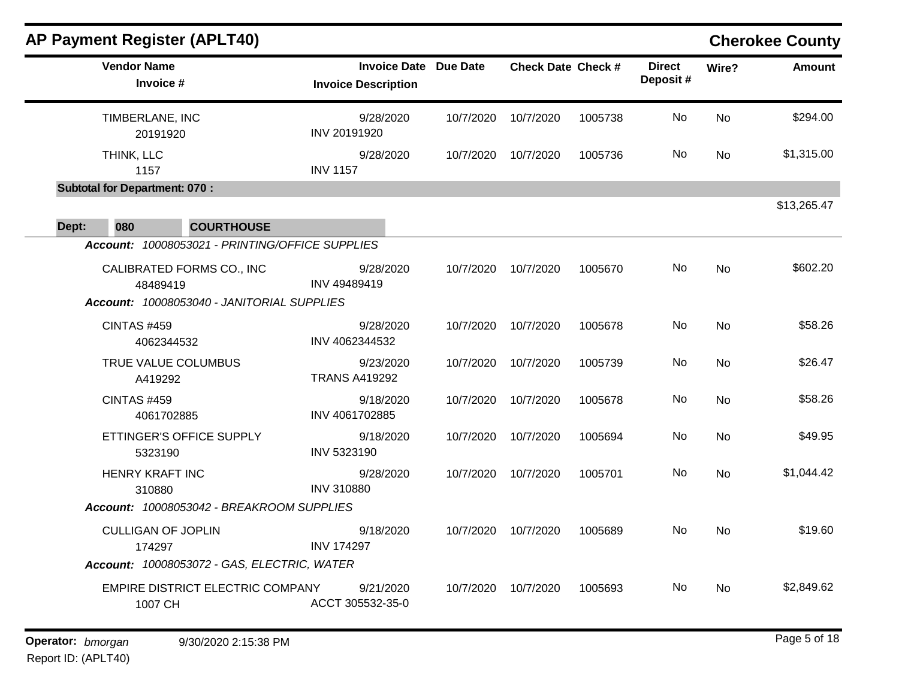## AP Payment Register (APLT40)

**Cherokee County**

| Vendor Name / Invoice # | Invoice Date / Invoice Description | Due Date | Check Date | Check # | Direct Deposit # | Wire? | Amount |
|---|---|---|---|---|---|---|---|
| TIMBERLANE, INC<br>20191920 | 9/28/2020<br>INV 20191920 | 10/7/2020 | 10/7/2020 | 1005738 | No | No | $294.00 |
| THINK, LLC<br>1157 | 9/28/2020<br>INV 1157 | 10/7/2020 | 10/7/2020 | 1005736 | No | No | $1,315.00 |
| **Subtotal for Department: 070 :** | | | | | | | $13,265.47 |

**Dept: 080 COURTHOUSE**

*Account: 10008053021 - PRINTING/OFFICE SUPPLIES*

| Vendor Name / Invoice # | Invoice Date / Invoice Description | Due Date | Check Date | Check # | Direct Deposit # | Wire? | Amount |
|---|---|---|---|---|---|---|---|
| CALIBRATED FORMS CO., INC<br>48489419 | 9/28/2020<br>INV 49489419 | 10/7/2020 | 10/7/2020 | 1005670 | No | No | $602.20 |

*Account: 10008053040 - JANITORIAL SUPPLIES*

| Vendor Name / Invoice # | Invoice Date / Invoice Description | Due Date | Check Date | Check # | Direct Deposit # | Wire? | Amount |
|---|---|---|---|---|---|---|---|
| CINTAS #459<br>4062344532 | 9/28/2020<br>INV 4062344532 | 10/7/2020 | 10/7/2020 | 1005678 | No | No | $58.26 |
| TRUE VALUE COLUMBUS<br>A419292 | 9/23/2020<br>TRANS A419292 | 10/7/2020 | 10/7/2020 | 1005739 | No | No | $26.47 |
| CINTAS #459<br>4061702885 | 9/18/2020<br>INV 4061702885 | 10/7/2020 | 10/7/2020 | 1005678 | No | No | $58.26 |
| ETTINGER'S OFFICE SUPPLY<br>5323190 | 9/18/2020<br>INV 5323190 | 10/7/2020 | 10/7/2020 | 1005694 | No | No | $49.95 |
| HENRY KRAFT INC<br>310880 | 9/28/2020<br>INV 310880 | 10/7/2020 | 10/7/2020 | 1005701 | No | No | $1,044.42 |

*Account: 10008053042 - BREAKROOM SUPPLIES*

| Vendor Name / Invoice # | Invoice Date / Invoice Description | Due Date | Check Date | Check # | Direct Deposit # | Wire? | Amount |
|---|---|---|---|---|---|---|---|
| CULLIGAN OF JOPLIN<br>174297 | 9/18/2020<br>INV 174297 | 10/7/2020 | 10/7/2020 | 1005689 | No | No | $19.60 |

*Account: 10008053072 - GAS, ELECTRIC, WATER*

| Vendor Name / Invoice # | Invoice Date / Invoice Description | Due Date | Check Date | Check # | Direct Deposit # | Wire? | Amount |
|---|---|---|---|---|---|---|---|
| EMPIRE DISTRICT ELECTRIC COMPANY<br>1007 CH | 9/21/2020<br>ACCT 305532-35-0 | 10/7/2020 | 10/7/2020 | 1005693 | No | No | $2,849.62 |

**Operator:** *bmorgan* 9/30/2020 2:15:38 PM
Report ID: (APLT40)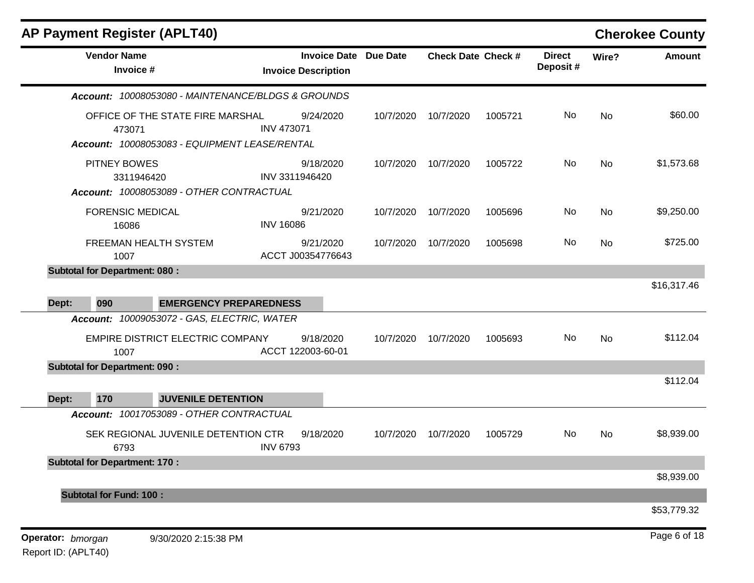# AP Payment Register (APLT40)

**Cherokee County**

| Vendor Name / Invoice # | Invoice Date / Invoice Description | Due Date | Check Date | Check # | Direct Deposit # | Wire? | Amount |
|---|---|---|---|---|---|---|---|
| ***Account:** 10008053080 - MAINTENANCE/BLDGS & GROUNDS* | | | | | | | |
| OFFICE OF THE STATE FIRE MARSHAL<br>473071 | 9/24/2020<br>INV 473071 | 10/7/2020 | 10/7/2020 | 1005721 | No | No | $60.00 |
| ***Account:** 10008053083 - EQUIPMENT LEASE/RENTAL* | | | | | | | |
| PITNEY BOWES<br>3311946420 | 9/18/2020<br>INV 3311946420 | 10/7/2020 | 10/7/2020 | 1005722 | No | No | $1,573.68 |
| ***Account:** 10008053089 - OTHER CONTRACTUAL* | | | | | | | |
| FORENSIC MEDICAL<br>16086 | 9/21/2020<br>INV 16086 | 10/7/2020 | 10/7/2020 | 1005696 | No | No | $9,250.00 |
| FREEMAN HEALTH SYSTEM<br>1007 | 9/21/2020<br>ACCT J00354776643 | 10/7/2020 | 10/7/2020 | 1005698 | No | No | $725.00 |
| **Subtotal for Department: 080 :** | | | | | | | $16,317.46 |
| **Dept: 090 EMERGENCY PREPAREDNESS** | | | | | | | |
| ***Account:** 10009053072 - GAS, ELECTRIC, WATER* | | | | | | | |
| EMPIRE DISTRICT ELECTRIC COMPANY<br>1007 | 9/18/2020<br>ACCT 122003-60-01 | 10/7/2020 | 10/7/2020 | 1005693 | No | No | $112.04 |
| **Subtotal for Department: 090 :** | | | | | | | $112.04 |
| **Dept: 170 JUVENILE DETENTION** | | | | | | | |
| ***Account:** 10017053089 - OTHER CONTRACTUAL* | | | | | | | |
| SEK REGIONAL JUVENILE DETENTION CTR<br>6793 | 9/18/2020<br>INV 6793 | 10/7/2020 | 10/7/2020 | 1005729 | No | No | $8,939.00 |
| **Subtotal for Department: 170 :** | | | | | | | $8,939.00 |
| **Subtotal for Fund: 100 :** | | | | | | | $53,779.32 |

**Operator:** *bmorgan* 9/30/2020 2:15:38 PM

Report ID: (APLT40)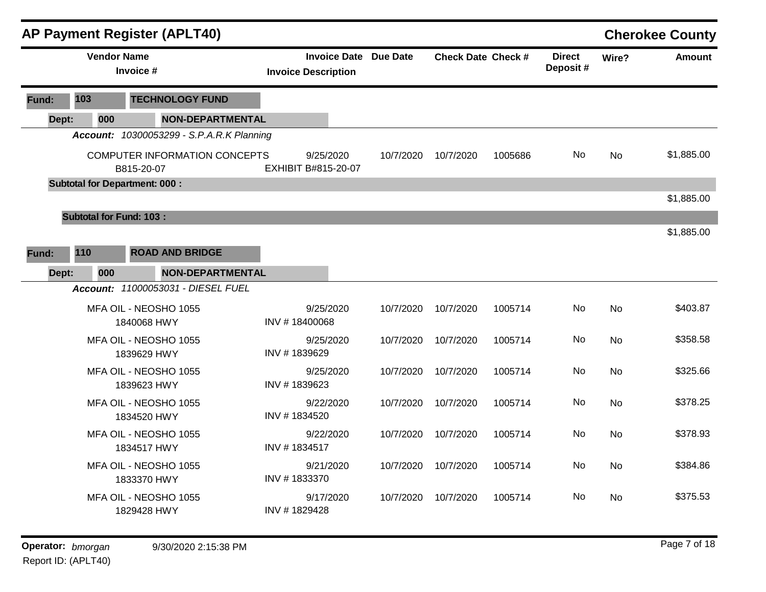# AP Payment Register (APLT40)

## Cherokee County

| Vendor Name / Invoice # | Invoice Date / Invoice Description | Due Date | Check Date | Check # | Direct Deposit # | Wire? | Amount |
|---|---|---|---|---|---|---|---|
| **Fund: 103 TECHNOLOGY FUND** | | | | | | | |
| **Dept: 000 NON-DEPARTMENTAL** | | | | | | | |
| ***Account:*** *10300053299 - S.P.A.R.K Planning* | | | | | | | |
| COMPUTER INFORMATION CONCEPTS<br>B815-20-07 | 9/25/2020<br>EXHIBIT B#815-20-07 | 10/7/2020 | 10/7/2020 | 1005686 | No | No | $1,885.00 |
| **Subtotal for Department: 000 :** | | | | | | | $1,885.00 |
| **Subtotal for Fund: 103 :** | | | | | | | $1,885.00 |
| **Fund: 110 ROAD AND BRIDGE** | | | | | | | |
| **Dept: 000 NON-DEPARTMENTAL** | | | | | | | |
| ***Account:*** *11000053031 - DIESEL FUEL* | | | | | | | |
| MFA OIL - NEOSHO 1055<br>1840068 HWY | 9/25/2020<br>INV # 18400068 | 10/7/2020 | 10/7/2020 | 1005714 | No | No | $403.87 |
| MFA OIL - NEOSHO 1055<br>1839629 HWY | 9/25/2020<br>INV # 1839629 | 10/7/2020 | 10/7/2020 | 1005714 | No | No | $358.58 |
| MFA OIL - NEOSHO 1055<br>1839623 HWY | 9/25/2020<br>INV # 1839623 | 10/7/2020 | 10/7/2020 | 1005714 | No | No | $325.66 |
| MFA OIL - NEOSHO 1055<br>1834520 HWY | 9/22/2020<br>INV # 1834520 | 10/7/2020 | 10/7/2020 | 1005714 | No | No | $378.25 |
| MFA OIL - NEOSHO 1055<br>1834517 HWY | 9/22/2020<br>INV # 1834517 | 10/7/2020 | 10/7/2020 | 1005714 | No | No | $378.93 |
| MFA OIL - NEOSHO 1055<br>1833370 HWY | 9/21/2020<br>INV # 1833370 | 10/7/2020 | 10/7/2020 | 1005714 | No | No | $384.86 |
| MFA OIL - NEOSHO 1055<br>1829428 HWY | 9/17/2020<br>INV # 1829428 | 10/7/2020 | 10/7/2020 | 1005714 | No | No | $375.53 |

**Operator:** *bmorgan* 9/30/2020 2:15:38 PM

Report ID: (APLT40)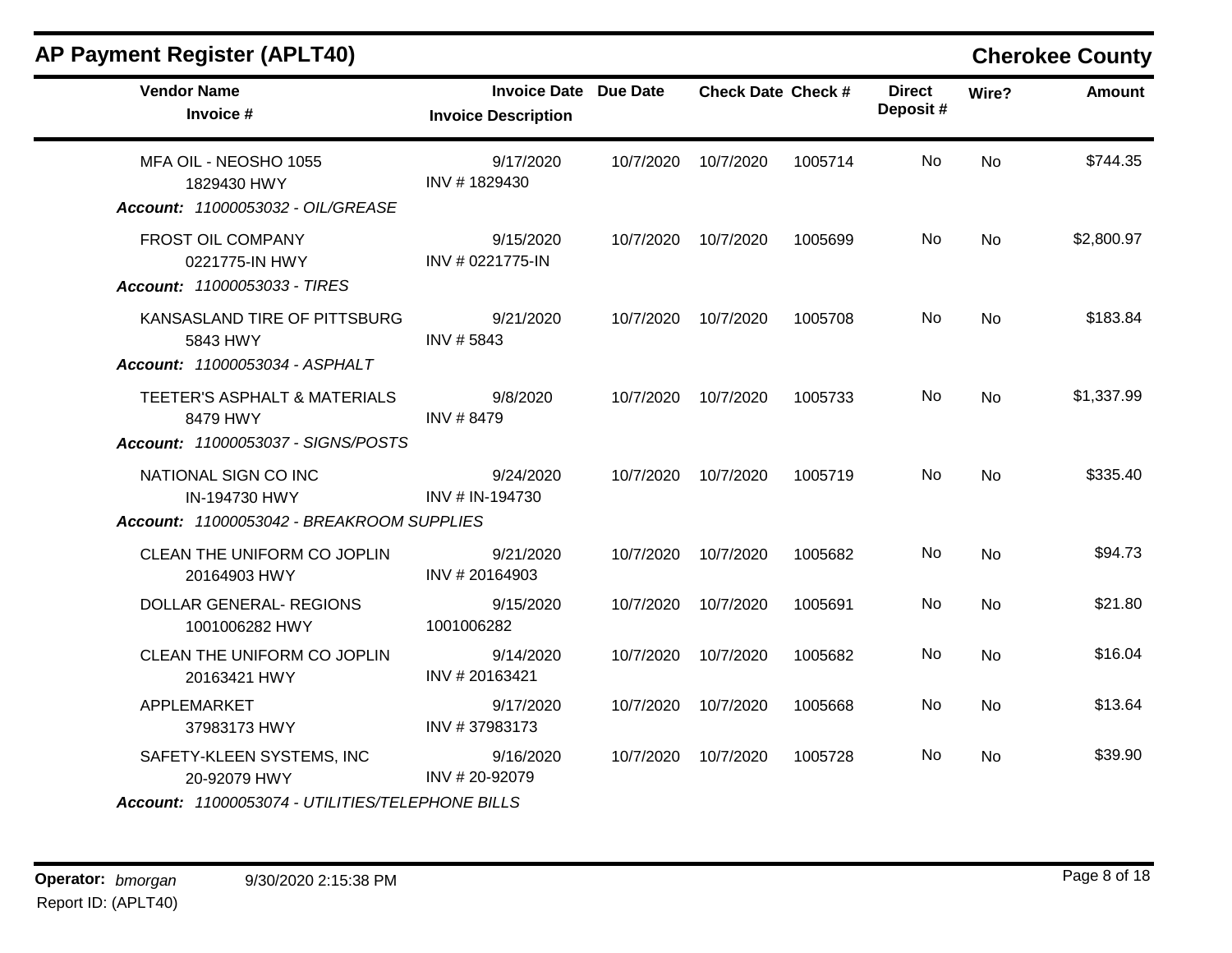## AP Payment Register (APLT40)

**Cherokee County**

| Vendor Name / Invoice # | Invoice Date / Invoice Description | Due Date | Check Date | Check # | Direct Deposit # | Wire? | Amount |
|---|---|---|---|---|---|---|---|
| MFA OIL - NEOSHO 1055<br>1829430 HWY | 9/17/2020<br>INV # 1829430 | 10/7/2020 | 10/7/2020 | 1005714 | No | No | $744.35 |
| ***Account: 11000053032 - OIL/GREASE*** | | | | | | | |
| FROST OIL COMPANY<br>0221775-IN HWY | 9/15/2020<br>INV # 0221775-IN | 10/7/2020 | 10/7/2020 | 1005699 | No | No | $2,800.97 |
| ***Account: 11000053033 - TIRES*** | | | | | | | |
| KANSASLAND TIRE OF PITTSBURG<br>5843 HWY | 9/21/2020<br>INV # 5843 | 10/7/2020 | 10/7/2020 | 1005708 | No | No | $183.84 |
| ***Account: 11000053034 - ASPHALT*** | | | | | | | |
| TEETER'S ASPHALT & MATERIALS<br>8479 HWY | 9/8/2020<br>INV # 8479 | 10/7/2020 | 10/7/2020 | 1005733 | No | No | $1,337.99 |
| ***Account: 11000053037 - SIGNS/POSTS*** | | | | | | | |
| NATIONAL SIGN CO INC<br>IN-194730 HWY | 9/24/2020<br>INV # IN-194730 | 10/7/2020 | 10/7/2020 | 1005719 | No | No | $335.40 |
| ***Account: 11000053042 - BREAKROOM SUPPLIES*** | | | | | | | |
| CLEAN THE UNIFORM CO JOPLIN<br>20164903 HWY | 9/21/2020<br>INV # 20164903 | 10/7/2020 | 10/7/2020 | 1005682 | No | No | $94.73 |
| DOLLAR GENERAL- REGIONS<br>1001006282 HWY | 9/15/2020<br>1001006282 | 10/7/2020 | 10/7/2020 | 1005691 | No | No | $21.80 |
| CLEAN THE UNIFORM CO JOPLIN<br>20163421 HWY | 9/14/2020<br>INV # 20163421 | 10/7/2020 | 10/7/2020 | 1005682 | No | No | $16.04 |
| APPLEMARKET<br>37983173 HWY | 9/17/2020<br>INV # 37983173 | 10/7/2020 | 10/7/2020 | 1005668 | No | No | $13.64 |
| SAFETY-KLEEN SYSTEMS, INC<br>20-92079 HWY | 9/16/2020<br>INV # 20-92079 | 10/7/2020 | 10/7/2020 | 1005728 | No | No | $39.90 |
| ***Account: 11000053074 - UTILITIES/TELEPHONE BILLS*** | | | | | | | |

**Operator:** *bmorgan* 9/30/2020 2:15:38 PM
Report ID: (APLT40)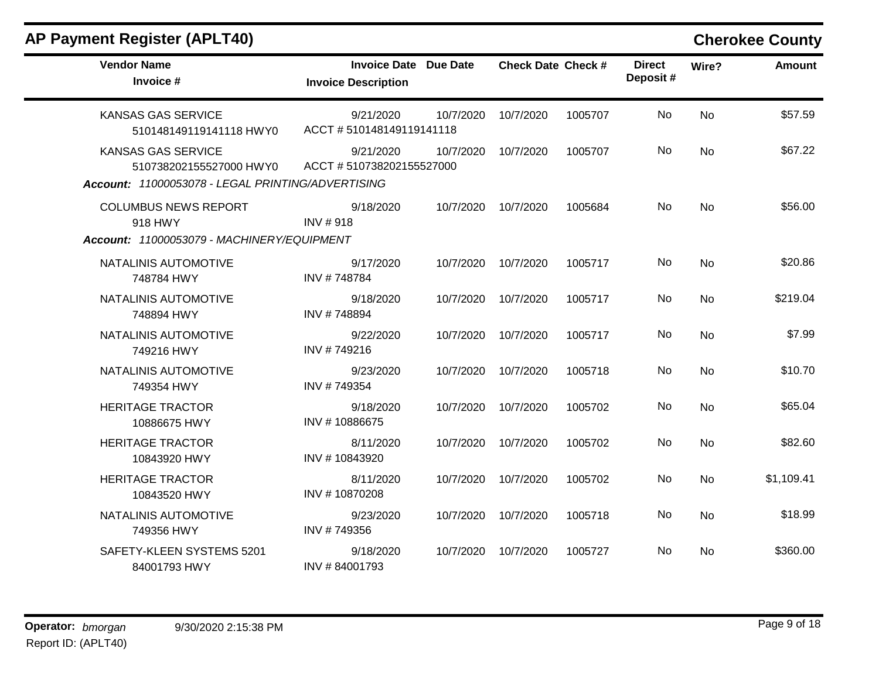## AP Payment Register (APLT40)

**Cherokee County**

| Vendor Name / Invoice # | Invoice Date / Invoice Description | Due Date | Check Date | Check # | Direct Deposit # | Wire? | Amount |
|---|---|---|---|---|---|---|---|
| KANSAS GAS SERVICE<br>510148149119141118 HWY0 | 9/21/2020<br>ACCT # 510148149119141118 | 10/7/2020 | 10/7/2020 | 1005707 | No | No | $57.59 |
| KANSAS GAS SERVICE<br>510738202155527000 HWY0 | 9/21/2020<br>ACCT # 510738202155527000 | 10/7/2020 | 10/7/2020 | 1005707 | No | No | $67.22 |
| ***Account:*** *11000053078 - LEGAL PRINTING/ADVERTISING* | | | | | | | |
| COLUMBUS NEWS REPORT<br>918 HWY | 9/18/2020<br>INV # 918 | 10/7/2020 | 10/7/2020 | 1005684 | No | No | $56.00 |
| ***Account:*** *11000053079 - MACHINERY/EQUIPMENT* | | | | | | | |
| NATALINIS AUTOMOTIVE<br>748784 HWY | 9/17/2020<br>INV # 748784 | 10/7/2020 | 10/7/2020 | 1005717 | No | No | $20.86 |
| NATALINIS AUTOMOTIVE<br>748894 HWY | 9/18/2020<br>INV # 748894 | 10/7/2020 | 10/7/2020 | 1005717 | No | No | $219.04 |
| NATALINIS AUTOMOTIVE<br>749216 HWY | 9/22/2020<br>INV # 749216 | 10/7/2020 | 10/7/2020 | 1005717 | No | No | $7.99 |
| NATALINIS AUTOMOTIVE<br>749354 HWY | 9/23/2020<br>INV # 749354 | 10/7/2020 | 10/7/2020 | 1005718 | No | No | $10.70 |
| HERITAGE TRACTOR<br>10886675 HWY | 9/18/2020<br>INV # 10886675 | 10/7/2020 | 10/7/2020 | 1005702 | No | No | $65.04 |
| HERITAGE TRACTOR<br>10843920 HWY | 8/11/2020<br>INV # 10843920 | 10/7/2020 | 10/7/2020 | 1005702 | No | No | $82.60 |
| HERITAGE TRACTOR<br>10843520 HWY | 8/11/2020<br>INV # 10870208 | 10/7/2020 | 10/7/2020 | 1005702 | No | No | $1,109.41 |
| NATALINIS AUTOMOTIVE<br>749356 HWY | 9/23/2020<br>INV # 749356 | 10/7/2020 | 10/7/2020 | 1005718 | No | No | $18.99 |
| SAFETY-KLEEN SYSTEMS 5201<br>84001793 HWY | 9/18/2020<br>INV # 84001793 | 10/7/2020 | 10/7/2020 | 1005727 | No | No | $360.00 |

**Operator:** *bmorgan* 9/30/2020 2:15:38 PM

Report ID: (APLT40)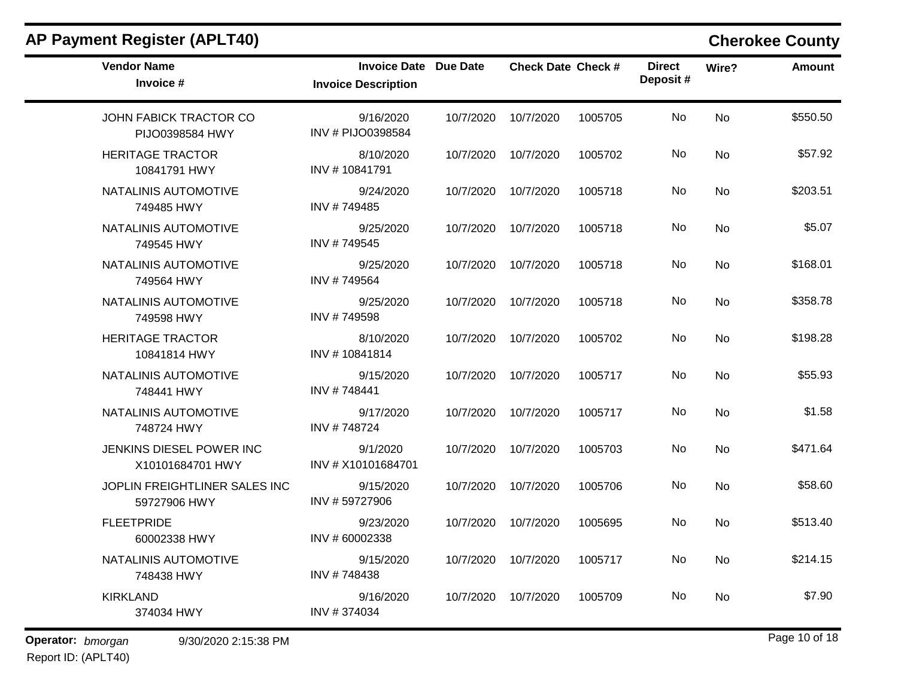# AP Payment Register (APLT40)

## Cherokee County

| Vendor Name / Invoice # | Invoice Date / Invoice Description | Due Date | Check Date | Check # | Direct Deposit # | Wire? | Amount |
|---|---|---|---|---|---|---|---|
| JOHN FABICK TRACTOR CO<br>PIJO0398584 HWY | 9/16/2020<br>INV # PIJO0398584 | 10/7/2020 | 10/7/2020 | 1005705 | No | No | $550.50 |
| HERITAGE TRACTOR<br>10841791 HWY | 8/10/2020<br>INV # 10841791 | 10/7/2020 | 10/7/2020 | 1005702 | No | No | $57.92 |
| NATALINIS AUTOMOTIVE<br>749485 HWY | 9/24/2020<br>INV # 749485 | 10/7/2020 | 10/7/2020 | 1005718 | No | No | $203.51 |
| NATALINIS AUTOMOTIVE<br>749545 HWY | 9/25/2020<br>INV # 749545 | 10/7/2020 | 10/7/2020 | 1005718 | No | No | $5.07 |
| NATALINIS AUTOMOTIVE<br>749564 HWY | 9/25/2020<br>INV # 749564 | 10/7/2020 | 10/7/2020 | 1005718 | No | No | $168.01 |
| NATALINIS AUTOMOTIVE<br>749598 HWY | 9/25/2020<br>INV # 749598 | 10/7/2020 | 10/7/2020 | 1005718 | No | No | $358.78 |
| HERITAGE TRACTOR<br>10841814 HWY | 8/10/2020<br>INV # 10841814 | 10/7/2020 | 10/7/2020 | 1005702 | No | No | $198.28 |
| NATALINIS AUTOMOTIVE<br>748441 HWY | 9/15/2020<br>INV # 748441 | 10/7/2020 | 10/7/2020 | 1005717 | No | No | $55.93 |
| NATALINIS AUTOMOTIVE<br>748724 HWY | 9/17/2020<br>INV # 748724 | 10/7/2020 | 10/7/2020 | 1005717 | No | No | $1.58 |
| JENKINS DIESEL POWER INC<br>X10101684701 HWY | 9/1/2020<br>INV # X10101684701 | 10/7/2020 | 10/7/2020 | 1005703 | No | No | $471.64 |
| JOPLIN FREIGHTLINER SALES INC<br>59727906 HWY | 9/15/2020<br>INV # 59727906 | 10/7/2020 | 10/7/2020 | 1005706 | No | No | $58.60 |
| FLEETPRIDE<br>60002338 HWY | 9/23/2020<br>INV # 60002338 | 10/7/2020 | 10/7/2020 | 1005695 | No | No | $513.40 |
| NATALINIS AUTOMOTIVE<br>748438 HWY | 9/15/2020<br>INV # 748438 | 10/7/2020 | 10/7/2020 | 1005717 | No | No | $214.15 |
| KIRKLAND<br>374034 HWY | 9/16/2020<br>INV # 374034 | 10/7/2020 | 10/7/2020 | 1005709 | No | No | $7.90 |

**Operator:** *bmorgan* 9/30/2020 2:15:38 PM
Report ID: (APLT40)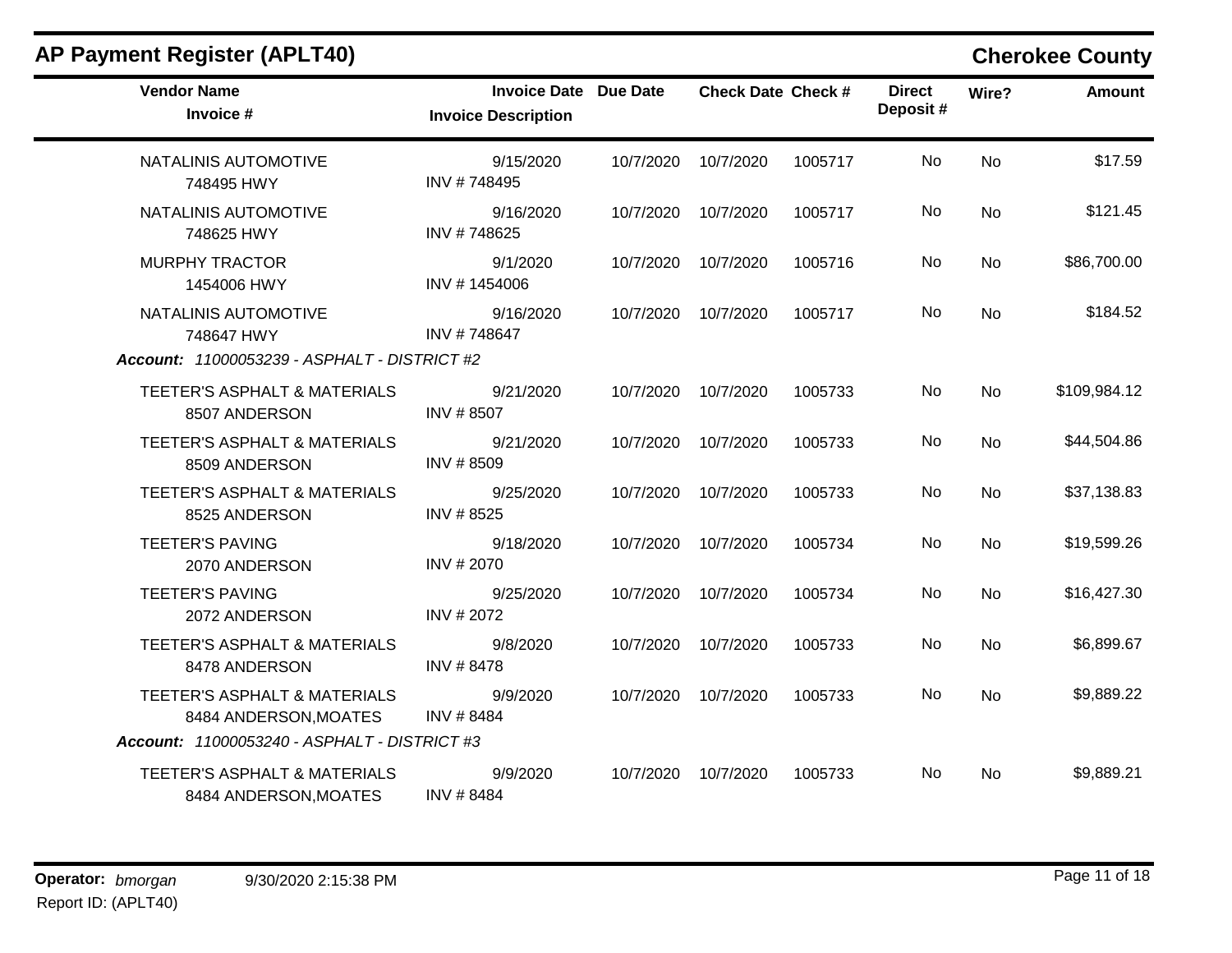## AP Payment Register (APLT40)

**Cherokee County**

| Vendor Name / Invoice # | Invoice Date / Invoice Description | Due Date | Check Date | Check # | Direct Deposit # | Wire? | Amount |
|---|---|---|---|---|---|---|---|
| NATALINIS AUTOMOTIVE<br>748495 HWY | 9/15/2020<br>INV # 748495 | 10/7/2020 | 10/7/2020 | 1005717 | No | No | $17.59 |
| NATALINIS AUTOMOTIVE<br>748625 HWY | 9/16/2020<br>INV # 748625 | 10/7/2020 | 10/7/2020 | 1005717 | No | No | $121.45 |
| MURPHY TRACTOR<br>1454006 HWY | 9/1/2020<br>INV # 1454006 | 10/7/2020 | 10/7/2020 | 1005716 | No | No | $86,700.00 |
| NATALINIS AUTOMOTIVE<br>748647 HWY | 9/16/2020<br>INV # 748647 | 10/7/2020 | 10/7/2020 | 1005717 | No | No | $184.52 |
| ***Account:** 11000053239 - ASPHALT - DISTRICT #2* | | | | | | | |
| TEETER'S ASPHALT & MATERIALS<br>8507 ANDERSON | 9/21/2020<br>INV # 8507 | 10/7/2020 | 10/7/2020 | 1005733 | No | No | $109,984.12 |
| TEETER'S ASPHALT & MATERIALS<br>8509 ANDERSON | 9/21/2020<br>INV # 8509 | 10/7/2020 | 10/7/2020 | 1005733 | No | No | $44,504.86 |
| TEETER'S ASPHALT & MATERIALS<br>8525 ANDERSON | 9/25/2020<br>INV # 8525 | 10/7/2020 | 10/7/2020 | 1005733 | No | No | $37,138.83 |
| TEETER'S PAVING<br>2070 ANDERSON | 9/18/2020<br>INV # 2070 | 10/7/2020 | 10/7/2020 | 1005734 | No | No | $19,599.26 |
| TEETER'S PAVING<br>2072 ANDERSON | 9/25/2020<br>INV # 2072 | 10/7/2020 | 10/7/2020 | 1005734 | No | No | $16,427.30 |
| TEETER'S ASPHALT & MATERIALS<br>8478 ANDERSON | 9/8/2020<br>INV # 8478 | 10/7/2020 | 10/7/2020 | 1005733 | No | No | $6,899.67 |
| TEETER'S ASPHALT & MATERIALS<br>8484 ANDERSON,MOATES | 9/9/2020<br>INV # 8484 | 10/7/2020 | 10/7/2020 | 1005733 | No | No | $9,889.22 |
| ***Account:** 11000053240 - ASPHALT - DISTRICT #3* | | | | | | | |
| TEETER'S ASPHALT & MATERIALS<br>8484 ANDERSON,MOATES | 9/9/2020<br>INV # 8484 | 10/7/2020 | 10/7/2020 | 1005733 | No | No | $9,889.21 |

**Operator:** *bmorgan* 9/30/2020 2:15:38 PM

Report ID: (APLT40)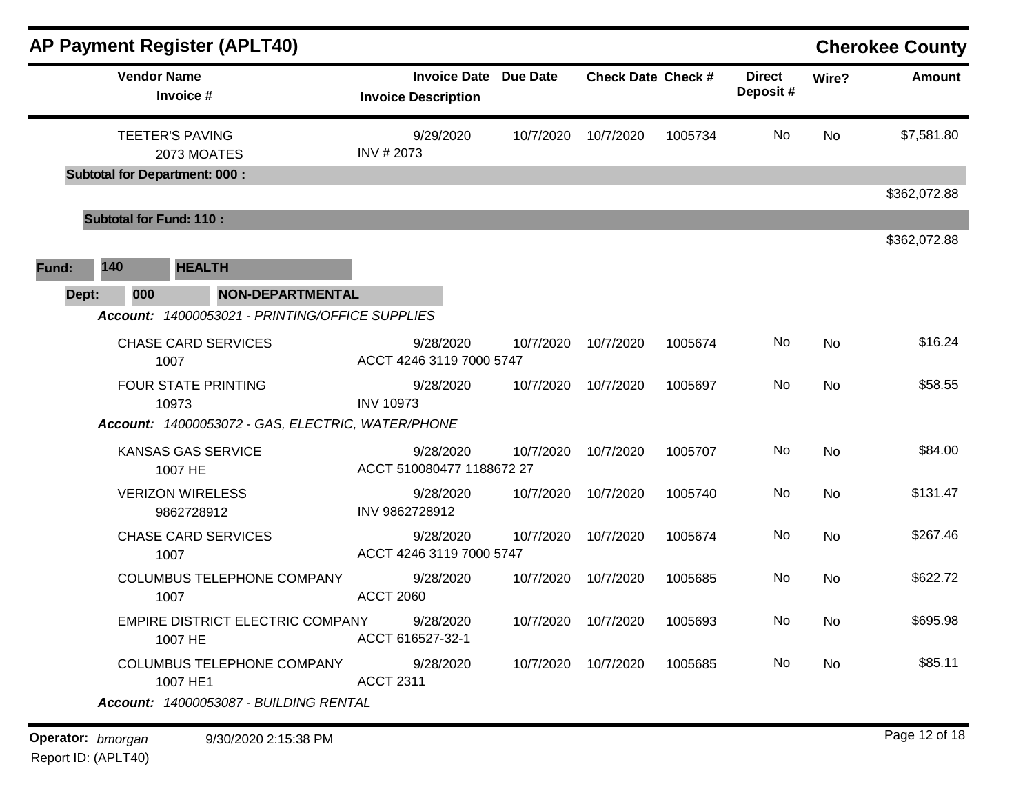# AP Payment Register (APLT40)

**Cherokee County**

| Vendor Name / Invoice # | Invoice Date / Invoice Description | Due Date | Check Date | Check # | Direct Deposit # | Wire? | Amount |
|---|---|---|---|---|---|---|---|
| TEETER'S PAVING<br>2073 MOATES | 9/29/2020<br>INV # 2073 | 10/7/2020 | 10/7/2020 | 1005734 | No | No | $7,581.80 |
| **Subtotal for Department: 000 :** | | | | | | | $362,072.88 |
| **Subtotal for Fund: 110 :** | | | | | | | $362,072.88 |

**Fund:** 140 **HEALTH**

**Dept:** 000 **NON-DEPARTMENTAL**

***Account:*** *14000053021 - PRINTING/OFFICE SUPPLIES*

| Vendor Name / Invoice # | Invoice Date / Invoice Description | Due Date | Check Date | Check # | Direct Deposit # | Wire? | Amount |
|---|---|---|---|---|---|---|---|
| CHASE CARD SERVICES<br>1007 | 9/28/2020<br>ACCT 4246 3119 7000 5747 | 10/7/2020 | 10/7/2020 | 1005674 | No | No | $16.24 |
| FOUR STATE PRINTING<br>10973 | 9/28/2020<br>INV 10973 | 10/7/2020 | 10/7/2020 | 1005697 | No | No | $58.55 |

***Account:*** *14000053072 - GAS, ELECTRIC, WATER/PHONE*

| Vendor Name / Invoice # | Invoice Date / Invoice Description | Due Date | Check Date | Check # | Direct Deposit # | Wire? | Amount |
|---|---|---|---|---|---|---|---|
| KANSAS GAS SERVICE<br>1007 HE | 9/28/2020<br>ACCT 510080477 1188672 27 | 10/7/2020 | 10/7/2020 | 1005707 | No | No | $84.00 |
| VERIZON WIRELESS<br>9862728912 | 9/28/2020<br>INV 9862728912 | 10/7/2020 | 10/7/2020 | 1005740 | No | No | $131.47 |
| CHASE CARD SERVICES<br>1007 | 9/28/2020<br>ACCT 4246 3119 7000 5747 | 10/7/2020 | 10/7/2020 | 1005674 | No | No | $267.46 |
| COLUMBUS TELEPHONE COMPANY<br>1007 | 9/28/2020<br>ACCT 2060 | 10/7/2020 | 10/7/2020 | 1005685 | No | No | $622.72 |
| EMPIRE DISTRICT ELECTRIC COMPANY<br>1007 HE | 9/28/2020<br>ACCT 616527-32-1 | 10/7/2020 | 10/7/2020 | 1005693 | No | No | $695.98 |
| COLUMBUS TELEPHONE COMPANY<br>1007 HE1 | 9/28/2020<br>ACCT 2311 | 10/7/2020 | 10/7/2020 | 1005685 | No | No | $85.11 |

***Account:*** *14000053087 - BUILDING RENTAL*

**Operator:** *bmorgan* 9/30/2020 2:15:38 PM

Report ID: (APLT40)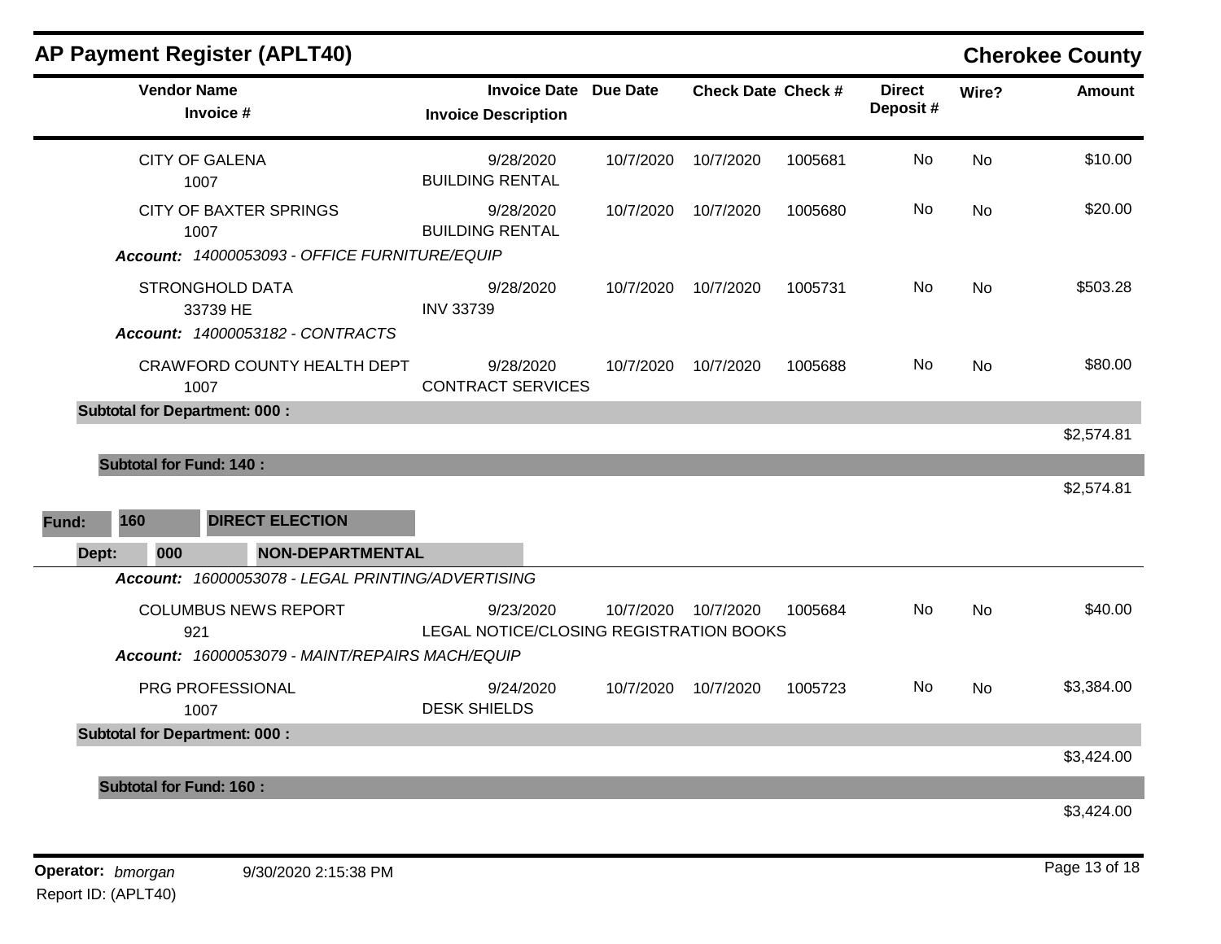## AP Payment Register (APLT40) — Cherokee County

| Vendor Name / Invoice # | Invoice Date / Invoice Description | Due Date | Check Date | Check # | Direct Deposit # | Wire? | Amount |
|---|---|---|---|---|---|---|---|
| CITY OF GALENA<br>1007 | 9/28/2020<br>BUILDING RENTAL | 10/7/2020 | 10/7/2020 | 1005681 | No | No | $10.00 |
| CITY OF BAXTER SPRINGS<br>1007 | 9/28/2020<br>BUILDING RENTAL | 10/7/2020 | 10/7/2020 | 1005680 | No | No | $20.00 |
| ***Account:*** *14000053093 - OFFICE FURNITURE/EQUIP* | | | | | | | |
| STRONGHOLD DATA<br>33739 HE | 9/28/2020<br>INV 33739 | 10/7/2020 | 10/7/2020 | 1005731 | No | No | $503.28 |
| ***Account:*** *14000053182 - CONTRACTS* | | | | | | | |
| CRAWFORD COUNTY HEALTH DEPT<br>1007 | 9/28/2020<br>CONTRACT SERVICES | 10/7/2020 | 10/7/2020 | 1005688 | No | No | $80.00 |
| **Subtotal for Department: 000 :** | | | | | | | $2,574.81 |
| **Subtotal for Fund: 140 :** | | | | | | | $2,574.81 |

**Fund: 160 DIRECT ELECTION**

**Dept: 000 NON-DEPARTMENTAL**

| Vendor Name / Invoice # | Invoice Date / Invoice Description | Due Date | Check Date | Check # | Direct Deposit # | Wire? | Amount |
|---|---|---|---|---|---|---|---|
| ***Account:*** *16000053078 - LEGAL PRINTING/ADVERTISING* | | | | | | | |
| COLUMBUS NEWS REPORT<br>921 | 9/23/2020<br>LEGAL NOTICE/CLOSING REGISTRATION BOOKS | 10/7/2020 | 10/7/2020 | 1005684 | No | No | $40.00 |
| ***Account:*** *16000053079 - MAINT/REPAIRS MACH/EQUIP* | | | | | | | |
| PRG PROFESSIONAL<br>1007 | 9/24/2020<br>DESK SHIELDS | 10/7/2020 | 10/7/2020 | 1005723 | No | No | $3,384.00 |
| **Subtotal for Department: 000 :** | | | | | | | $3,424.00 |
| **Subtotal for Fund: 160 :** | | | | | | | $3,424.00 |

**Operator:** *bmorgan* 9/30/2020 2:15:38 PM

Report ID: (APLT40)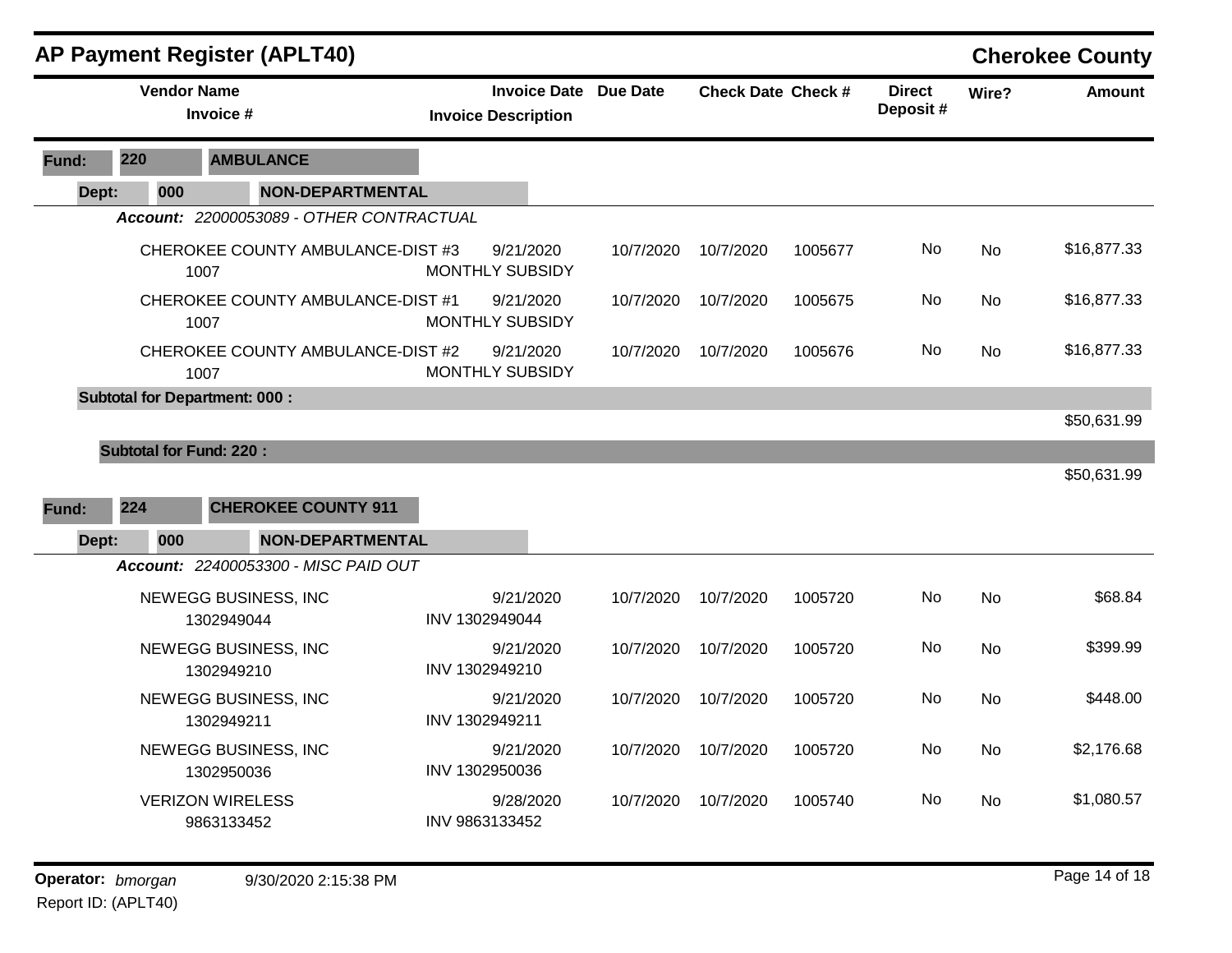## AP Payment Register (APLT40)

**Cherokee County**

| Vendor Name / Invoice # | Invoice Date / Invoice Description | Due Date | Check Date | Check # | Direct Deposit # | Wire? | Amount |
|---|---|---|---|---|---|---|---|
| **Fund: 220 AMBULANCE** | | | | | | | |
| **Dept: 000 NON-DEPARTMENTAL** | | | | | | | |
| ***Account: 22000053089 - OTHER CONTRACTUAL*** | | | | | | | |
| CHEROKEE COUNTY AMBULANCE-DIST #3<br>1007 | 9/21/2020<br>MONTHLY SUBSIDY | 10/7/2020 | 10/7/2020 | 1005677 | No | No | $16,877.33 |
| CHEROKEE COUNTY AMBULANCE-DIST #1<br>1007 | 9/21/2020<br>MONTHLY SUBSIDY | 10/7/2020 | 10/7/2020 | 1005675 | No | No | $16,877.33 |
| CHEROKEE COUNTY AMBULANCE-DIST #2<br>1007 | 9/21/2020<br>MONTHLY SUBSIDY | 10/7/2020 | 10/7/2020 | 1005676 | No | No | $16,877.33 |
| **Subtotal for Department: 000 :** | | | | | | | $50,631.99 |
| **Subtotal for Fund: 220 :** | | | | | | | $50,631.99 |
| **Fund: 224 CHEROKEE COUNTY 911** | | | | | | | |
| **Dept: 000 NON-DEPARTMENTAL** | | | | | | | |
| ***Account: 22400053300 - MISC PAID OUT*** | | | | | | | |
| NEWEGG BUSINESS, INC<br>1302949044 | 9/21/2020<br>INV 1302949044 | 10/7/2020 | 10/7/2020 | 1005720 | No | No | $68.84 |
| NEWEGG BUSINESS, INC<br>1302949210 | 9/21/2020<br>INV 1302949210 | 10/7/2020 | 10/7/2020 | 1005720 | No | No | $399.99 |
| NEWEGG BUSINESS, INC<br>1302949211 | 9/21/2020<br>INV 1302949211 | 10/7/2020 | 10/7/2020 | 1005720 | No | No | $448.00 |
| NEWEGG BUSINESS, INC<br>1302950036 | 9/21/2020<br>INV 1302950036 | 10/7/2020 | 10/7/2020 | 1005720 | No | No | $2,176.68 |
| VERIZON WIRELESS<br>9863133452 | 9/28/2020<br>INV 9863133452 | 10/7/2020 | 10/7/2020 | 1005740 | No | No | $1,080.57 |

**Operator:** *bmorgan* 9/30/2020 2:15:38 PM

Report ID: (APLT40)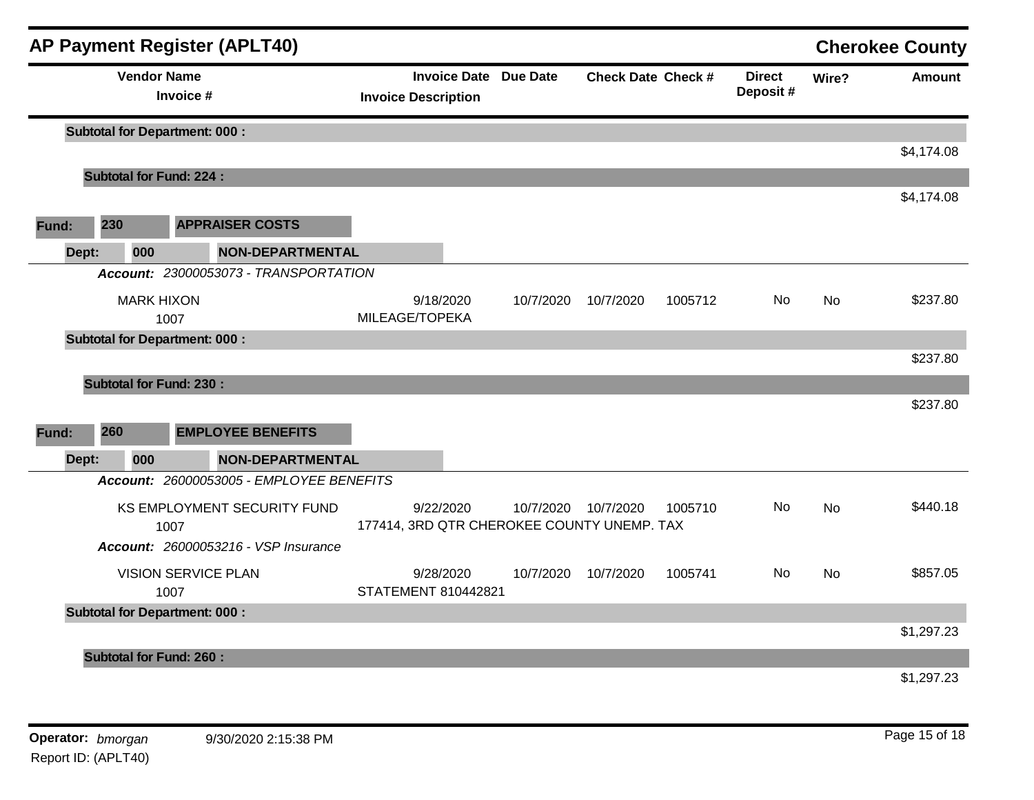| Vendor Name / Invoice # | Invoice Date / Invoice Description | Due Date | Check Date | Check # | Direct Deposit # | Wire? | Amount |
|---|---|---|---|---|---|---|---|
| **Subtotal for Department: 000 :** | | | | | | | $4,174.08 |
| **Subtotal for Fund: 224 :** | | | | | | | $4,174.08 |

**Fund: 230 APPRAISER COSTS**

**Dept: 000 NON-DEPARTMENTAL**

***Account:*** *23000053073 - TRANSPORTATION*

| Vendor Name / Invoice # | Invoice Date / Invoice Description | Due Date | Check Date | Check # | Direct Deposit # | Wire? | Amount |
|---|---|---|---|---|---|---|---|
| MARK HIXON<br>1007 | 9/18/2020<br>MILEAGE/TOPEKA | 10/7/2020 | 10/7/2020 | 1005712 | No | No | $237.80 |
| **Subtotal for Department: 000 :** | | | | | | | $237.80 |
| **Subtotal for Fund: 230 :** | | | | | | | $237.80 |

**Fund: 260 EMPLOYEE BENEFITS**

**Dept: 000 NON-DEPARTMENTAL**

***Account:*** *26000053005 - EMPLOYEE BENEFITS*

| Vendor Name / Invoice # | Invoice Date / Invoice Description | Due Date | Check Date | Check # | Direct Deposit # | Wire? | Amount |
|---|---|---|---|---|---|---|---|
| KS EMPLOYMENT SECURITY FUND<br>1007 | 9/22/2020<br>177414, 3RD QTR CHEROKEE COUNTY UNEMP. TAX | 10/7/2020 | 10/7/2020 | 1005710 | No | No | $440.18 |

***Account:*** *26000053216 - VSP Insurance*

| Vendor Name / Invoice # | Invoice Date / Invoice Description | Due Date | Check Date | Check # | Direct Deposit # | Wire? | Amount |
|---|---|---|---|---|---|---|---|
| VISION SERVICE PLAN<br>1007 | 9/28/2020<br>STATEMENT 810442821 | 10/7/2020 | 10/7/2020 | 1005741 | No | No | $857.05 |
| **Subtotal for Department: 000 :** | | | | | | | $1,297.23 |
| **Subtotal for Fund: 260 :** | | | | | | | $1,297.23 |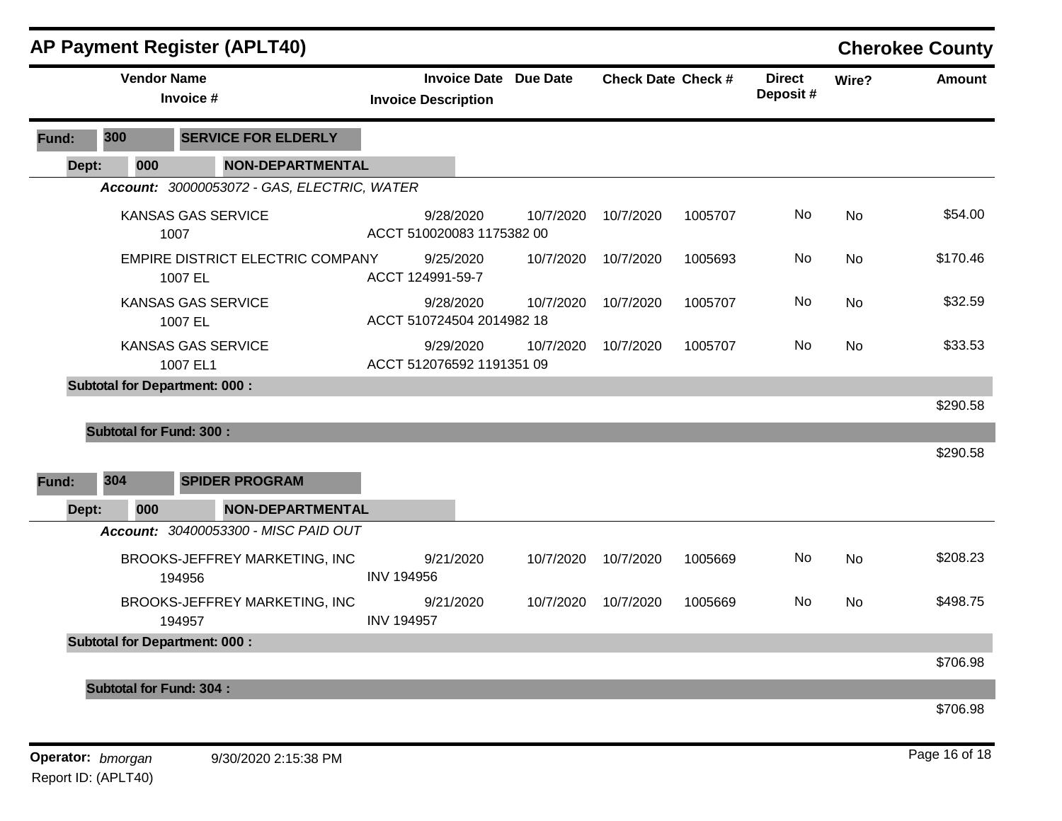## AP Payment Register (APLT40)

**Cherokee County**

| Vendor Name / Invoice # | Invoice Date / Invoice Description | Due Date | Check Date | Check # | Direct Deposit # | Wire? | Amount |
|---|---|---|---|---|---|---|---|
| **Fund: 300 SERVICE FOR ELDERLY** | | | | | | | |
| **Dept: 000 NON-DEPARTMENTAL** | | | | | | | |
| ***Account: 30000053072 - GAS, ELECTRIC, WATER*** | | | | | | | |
| KANSAS GAS SERVICE<br>1007 | 9/28/2020<br>ACCT 510020083 1175382 00 | 10/7/2020 | 10/7/2020 | 1005707 | No | No | $54.00 |
| EMPIRE DISTRICT ELECTRIC COMPANY<br>1007 EL | 9/25/2020<br>ACCT 124991-59-7 | 10/7/2020 | 10/7/2020 | 1005693 | No | No | $170.46 |
| KANSAS GAS SERVICE<br>1007 EL | 9/28/2020<br>ACCT 510724504 2014982 18 | 10/7/2020 | 10/7/2020 | 1005707 | No | No | $32.59 |
| KANSAS GAS SERVICE<br>1007 EL1 | 9/29/2020<br>ACCT 512076592 1191351 09 | 10/7/2020 | 10/7/2020 | 1005707 | No | No | $33.53 |
| **Subtotal for Department: 000 :** | | | | | | | $290.58 |
| **Subtotal for Fund: 300 :** | | | | | | | $290.58 |
| **Fund: 304 SPIDER PROGRAM** | | | | | | | |
| **Dept: 000 NON-DEPARTMENTAL** | | | | | | | |
| ***Account: 30400053300 - MISC PAID OUT*** | | | | | | | |
| BROOKS-JEFFREY MARKETING, INC<br>194956 | 9/21/2020<br>INV 194956 | 10/7/2020 | 10/7/2020 | 1005669 | No | No | $208.23 |
| BROOKS-JEFFREY MARKETING, INC<br>194957 | 9/21/2020<br>INV 194957 | 10/7/2020 | 10/7/2020 | 1005669 | No | No | $498.75 |
| **Subtotal for Department: 000 :** | | | | | | | $706.98 |
| **Subtotal for Fund: 304 :** | | | | | | | $706.98 |

**Operator:** *bmorgan* 9/30/2020 2:15:38 PM

Report ID: (APLT40)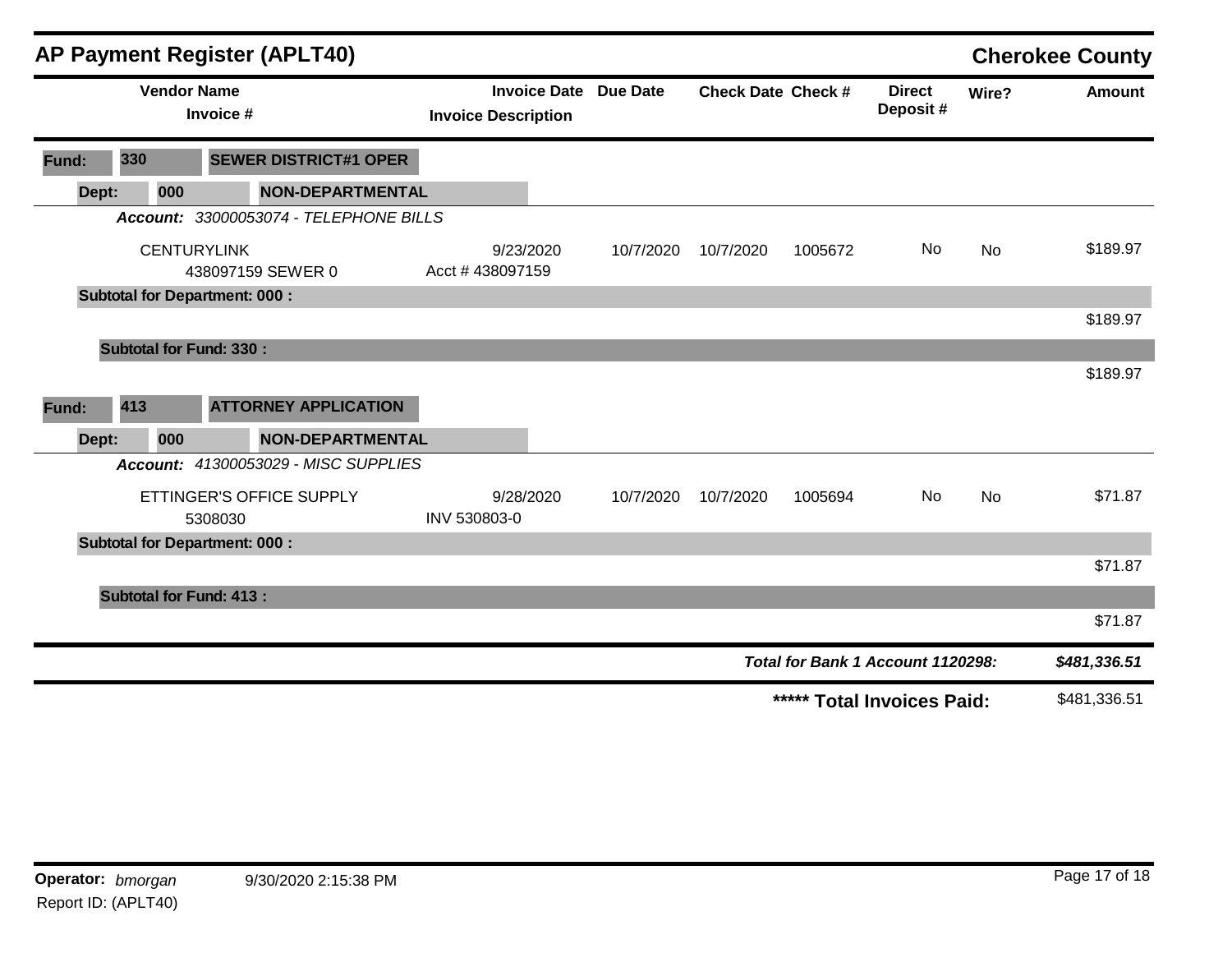# AP Payment Register (APLT40)

## Cherokee County

| Vendor Name / Invoice # | Invoice Date / Invoice Description | Due Date | Check Date | Check # | Direct Deposit # | Wire? | Amount |
|---|---|---|---|---|---|---|---|
| **Fund: 330 SEWER DISTRICT#1 OPER** | | | | | | | |
| **Dept: 000 NON-DEPARTMENTAL** | | | | | | | |
| ***Account:*** *33000053074 - TELEPHONE BILLS* | | | | | | | |
| CENTURYLINK<br>438097159 SEWER 0 | 9/23/2020<br>Acct # 438097159 | 10/7/2020 | 10/7/2020 | 1005672 | No | No | $189.97 |
| **Subtotal for Department: 000 :** | | | | | | | $189.97 |
| **Subtotal for Fund: 330 :** | | | | | | | $189.97 |
| **Fund: 413 ATTORNEY APPLICATION** | | | | | | | |
| **Dept: 000 NON-DEPARTMENTAL** | | | | | | | |
| ***Account:*** *41300053029 - MISC SUPPLIES* | | | | | | | |
| ETTINGER'S OFFICE SUPPLY<br>5308030 | 9/28/2020<br>INV 530803-0 | 10/7/2020 | 10/7/2020 | 1005694 | No | No | $71.87 |
| **Subtotal for Department: 000 :** | | | | | | | $71.87 |
| **Subtotal for Fund: 413 :** | | | | | | | $71.87 |

***Total for Bank 1 Account 1120298:*** ***$481,336.51***

**\*\*\*\*\* Total Invoices Paid:** $481,336.51

**Operator:** *bmorgan* 9/30/2020 2:15:38 PM

Report ID: (APLT40)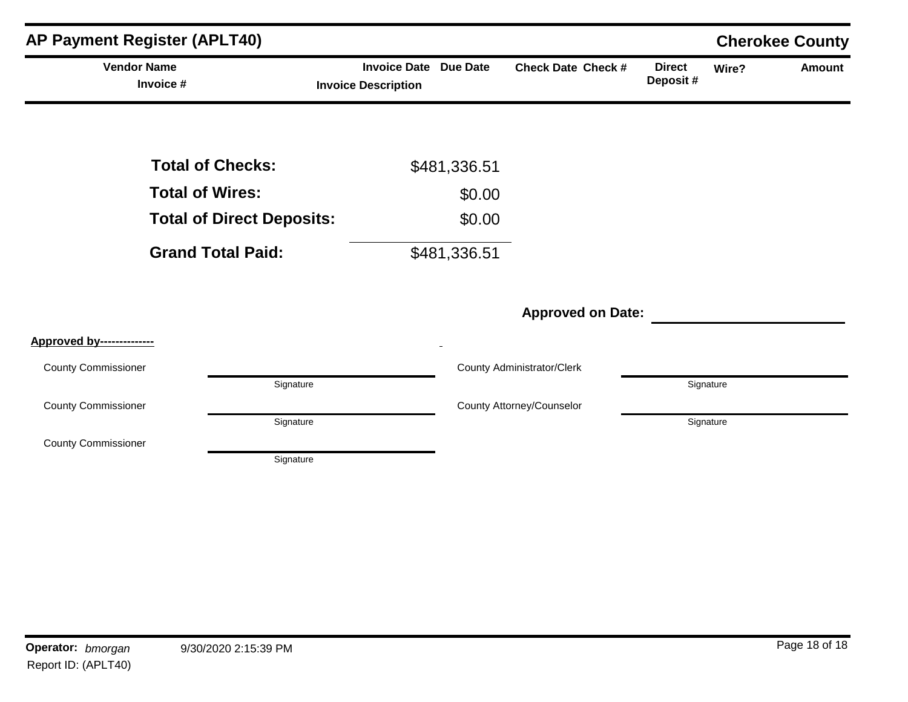## AP Payment Register (APLT40)

**Cherokee County**

| Vendor Name / Invoice # | Invoice Date / Invoice Description | Due Date | Check Date | Check # | Direct Deposit # | Wire? | Amount |
|---|---|---|---|---|---|---|---|

| | |
|---|---|
| **Total of Checks:** | $481,336.51 |
| **Total of Wires:** | $0.00 |
| **Total of Direct Deposits:** | $0.00 |
| **Grand Total Paid:** | $481,336.51 |

**Approved on Date:** ______________________

**Approved by--------------**

County Commissioner ______________________ Signature

County Administrator/Clerk ______________________ Signature

County Commissioner ______________________ Signature

County Attorney/Counselor ______________________ Signature

County Commissioner ______________________ Signature

**Operator:** *bmorgan* 9/30/2020 2:15:39 PM

Report ID: (APLT40)